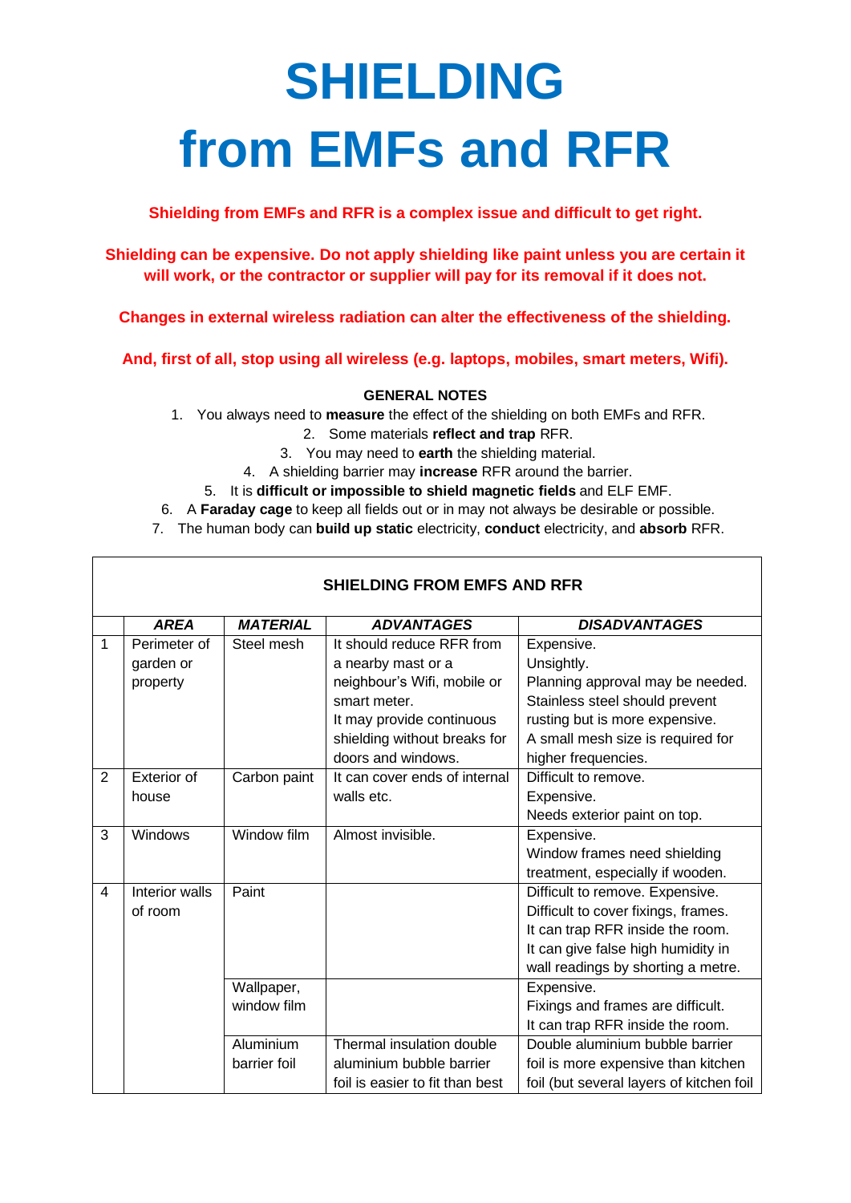# SHIELDING from EMFs and RFR

**Shielding from EMFs and RFR is a complex issue and difficult to get right.**

**Shielding can be expensive. Do not apply shielding like paint unless you are certain it will work, or the contractor or supplier will pay for its removal if it does not.**

**Changes in external wireless radiation can alter the effectiveness of the shielding.**

**And, first of all, stop using all wireless (e.g. laptops, mobiles, smart meters, Wifi).**

**GENERAL NOTES**

1. You always need to **measure** the effect of the shielding on both EMFs and RFR.
2. Some materials **reflect and trap** RFR.
3. You may need to **earth** the shielding material.
4. A shielding barrier may **increase** RFR around the barrier.
5. It is **difficult or impossible to shield magnetic fields** and ELF EMF.
6. A **Faraday cage** to keep all fields out or in may not always be desirable or possible.
7. The human body can **build up static** electricity, **conduct** electricity, and **absorb** RFR.

**SHIELDING FROM EMFS AND RFR**

| | ***AREA*** | ***MATERIAL*** | ***ADVANTAGES*** | ***DISADVANTAGES*** |
|---|---|---|---|---|
| 1 | Perimeter of garden or property | Steel mesh | It should reduce RFR from a nearby mast or a neighbour's Wifi, mobile or smart meter. It may provide continuous shielding without breaks for doors and windows. | Expensive. Unsightly. Planning approval may be needed. Stainless steel should prevent rusting but is more expensive. A small mesh size is required for higher frequencies. |
| 2 | Exterior of house | Carbon paint | It can cover ends of internal walls etc. | Difficult to remove. Expensive. Needs exterior paint on top. |
| 3 | Windows | Window film | Almost invisible. | Expensive. Window frames need shielding treatment, especially if wooden. |
| 4 | Interior walls of room | Paint | | Difficult to remove. Expensive. Difficult to cover fixings, frames. It can trap RFR inside the room. It can give false high humidity in wall readings by shorting a metre. |
| | | Wallpaper, window film | | Expensive. Fixings and frames are difficult. It can trap RFR inside the room. |
| | | Aluminium barrier foil | Thermal insulation double aluminium bubble barrier foil is easier to fit than best | Double aluminium bubble barrier foil is more expensive than kitchen foil (but several layers of kitchen foil |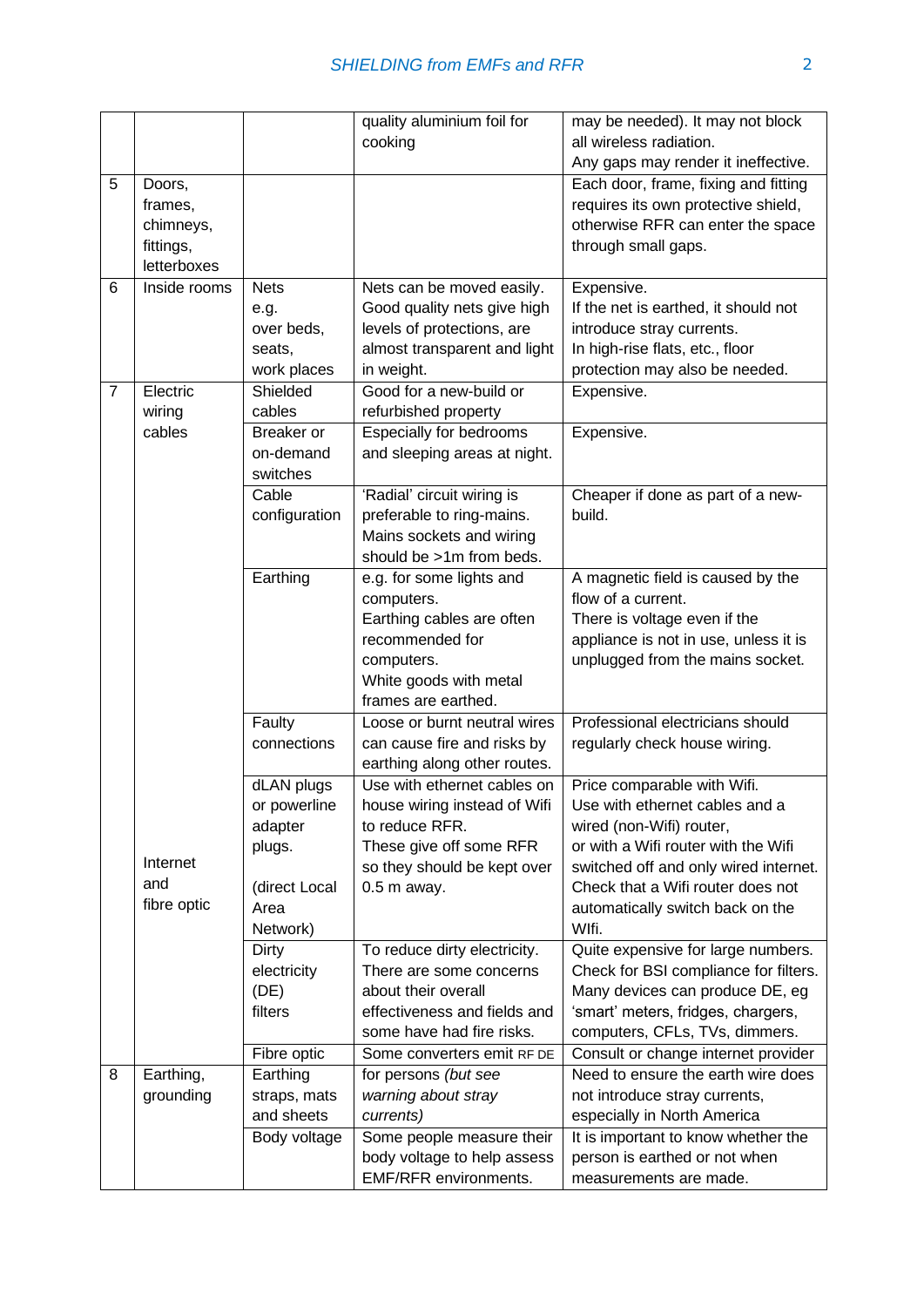| | | | | |
|---|---|---|---|---|
| | | | quality aluminium foil for cooking | may be needed). It may not block all wireless radiation. Any gaps may render it ineffective. |
| 5 | Doors, frames, chimneys, fittings, letterboxes | | | Each door, frame, fixing and fitting requires its own protective shield, otherwise RFR can enter the space through small gaps. |
| 6 | Inside rooms | Nets e.g. over beds, seats, work places | Nets can be moved easily. Good quality nets give high levels of protections, are almost transparent and light in weight. | Expensive. If the net is earthed, it should not introduce stray currents. In high-rise flats, etc., floor protection may also be needed. |
| 7 | Electric wiring cables | Shielded cables | Good for a new-build or refurbished property | Expensive. |
| | | Breaker or on-demand switches | Especially for bedrooms and sleeping areas at night. | Expensive. |
| | | Cable configuration | 'Radial' circuit wiring is preferable to ring-mains. Mains sockets and wiring should be >1m from beds. | Cheaper if done as part of a new-build. |
| | | Earthing | e.g. for some lights and computers. Earthing cables are often recommended for computers. White goods with metal frames are earthed. | A magnetic field is caused by the flow of a current. There is voltage even if the appliance is not in use, unless it is unplugged from the mains socket. |
| | | Faulty connections | Loose or burnt neutral wires can cause fire and risks by earthing along other routes. | Professional electricians should regularly check house wiring. |
| | Internet and fibre optic | dLAN plugs or powerline adapter plugs. (direct Local Area Network) | Use with ethernet cables on house wiring instead of Wifi to reduce RFR. These give off some RFR so they should be kept over 0.5 m away. | Price comparable with Wifi. Use with ethernet cables and a wired (non-Wifi) router, or with a Wifi router with the Wifi switched off and only wired internet. Check that a Wifi router does not automatically switch back on the WIfi. |
| | | Dirty electricity (DE) filters | To reduce dirty electricity. There are some concerns about their overall effectiveness and fields and some have had fire risks. | Quite expensive for large numbers. Check for BSI compliance for filters. Many devices can produce DE, eg 'smart' meters, fridges, chargers, computers, CFLs, TVs, dimmers. |
| | | Fibre optic | Some converters emit RF DE | Consult or change internet provider |
| 8 | Earthing, grounding | Earthing straps, mats and sheets | for persons *(but see warning about stray currents)* | Need to ensure the earth wire does not introduce stray currents, especially in North America |
| | | Body voltage | Some people measure their body voltage to help assess EMF/RFR environments. | It is important to know whether the person is earthed or not when measurements are made. |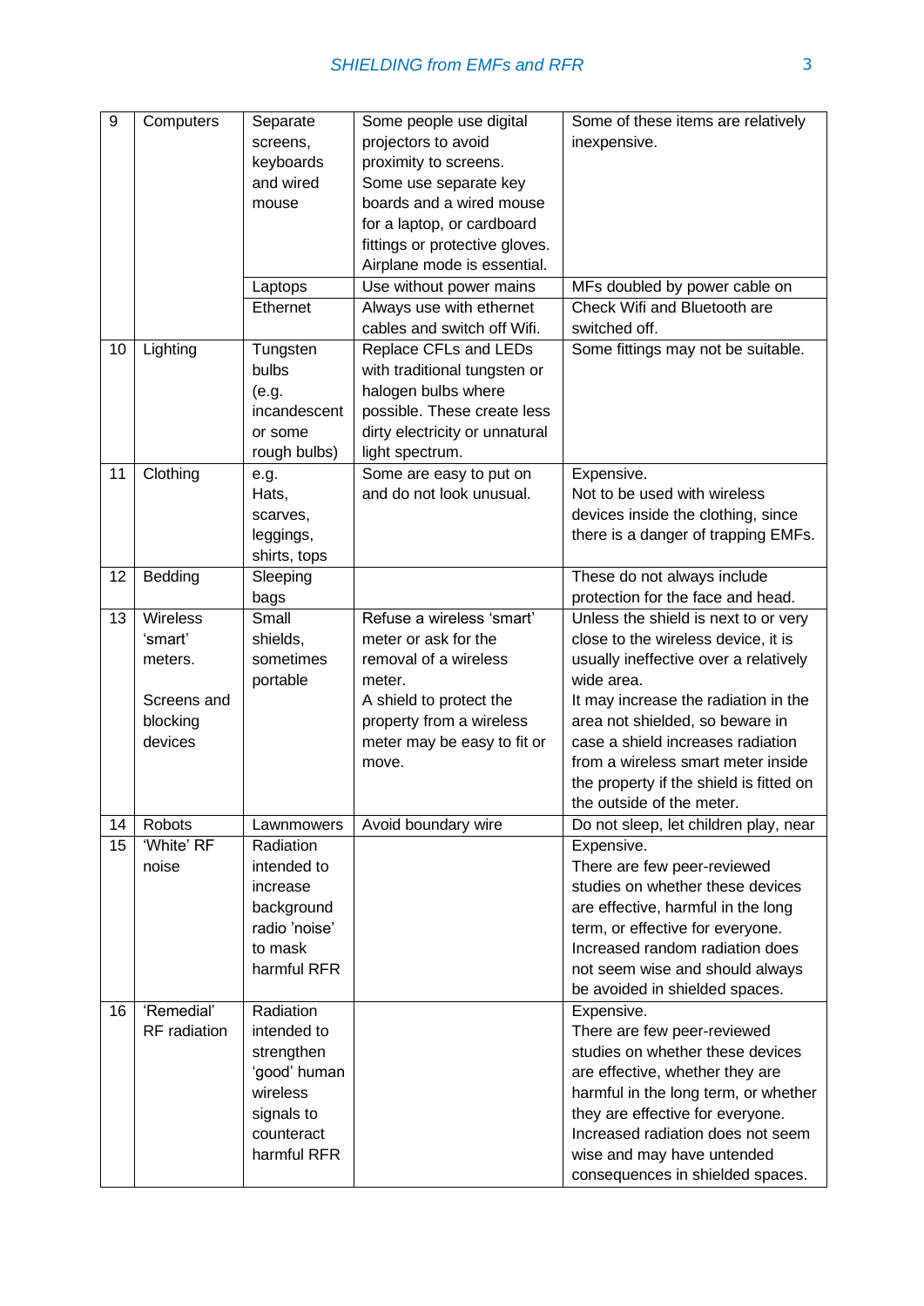| 9 | Computers | Separate screens, keyboards and wired mouse | Some people use digital projectors to avoid proximity to screens. Some use separate key boards and a wired mouse for a laptop, or cardboard fittings or protective gloves. Airplane mode is essential. | Some of these items are relatively inexpensive. |
|---|---|---|---|---|
| | | Laptops | Use without power mains | MFs doubled by power cable on |
| | | Ethernet | Always use with ethernet cables and switch off Wifi. | Check Wifi and Bluetooth are switched off. |
| 10 | Lighting | Tungsten bulbs (e.g. incandescent or some rough bulbs) | Replace CFLs and LEDs with traditional tungsten or halogen bulbs where possible. These create less dirty electricity or unnatural light spectrum. | Some fittings may not be suitable. |
| 11 | Clothing | e.g. Hats, scarves, leggings, shirts, tops | Some are easy to put on and do not look unusual. | Expensive. Not to be used with wireless devices inside the clothing, since there is a danger of trapping EMFs. |
| 12 | Bedding | Sleeping bags | | These do not always include protection for the face and head. |
| 13 | Wireless 'smart' meters. Screens and blocking devices | Small shields, sometimes portable | Refuse a wireless 'smart' meter or ask for the removal of a wireless meter. A shield to protect the property from a wireless meter may be easy to fit or move. | Unless the shield is next to or very close to the wireless device, it is usually ineffective over a relatively wide area. It may increase the radiation in the area not shielded, so beware in case a shield increases radiation from a wireless smart meter inside the property if the shield is fitted on the outside of the meter. |
| 14 | Robots | Lawnmowers | Avoid boundary wire | Do not sleep, let children play, near |
| 15 | 'White' RF noise | Radiation intended to increase background radio 'noise' to mask harmful RFR | | Expensive. There are few peer-reviewed studies on whether these devices are effective, harmful in the long term, or effective for everyone. Increased random radiation does not seem wise and should always be avoided in shielded spaces. |
| 16 | 'Remedial' RF radiation | Radiation intended to strengthen 'good' human wireless signals to counteract harmful RFR | | Expensive. There are few peer-reviewed studies on whether these devices are effective, whether they are harmful in the long term, or whether they are effective for everyone. Increased radiation does not seem wise and may have untended consequences in shielded spaces. |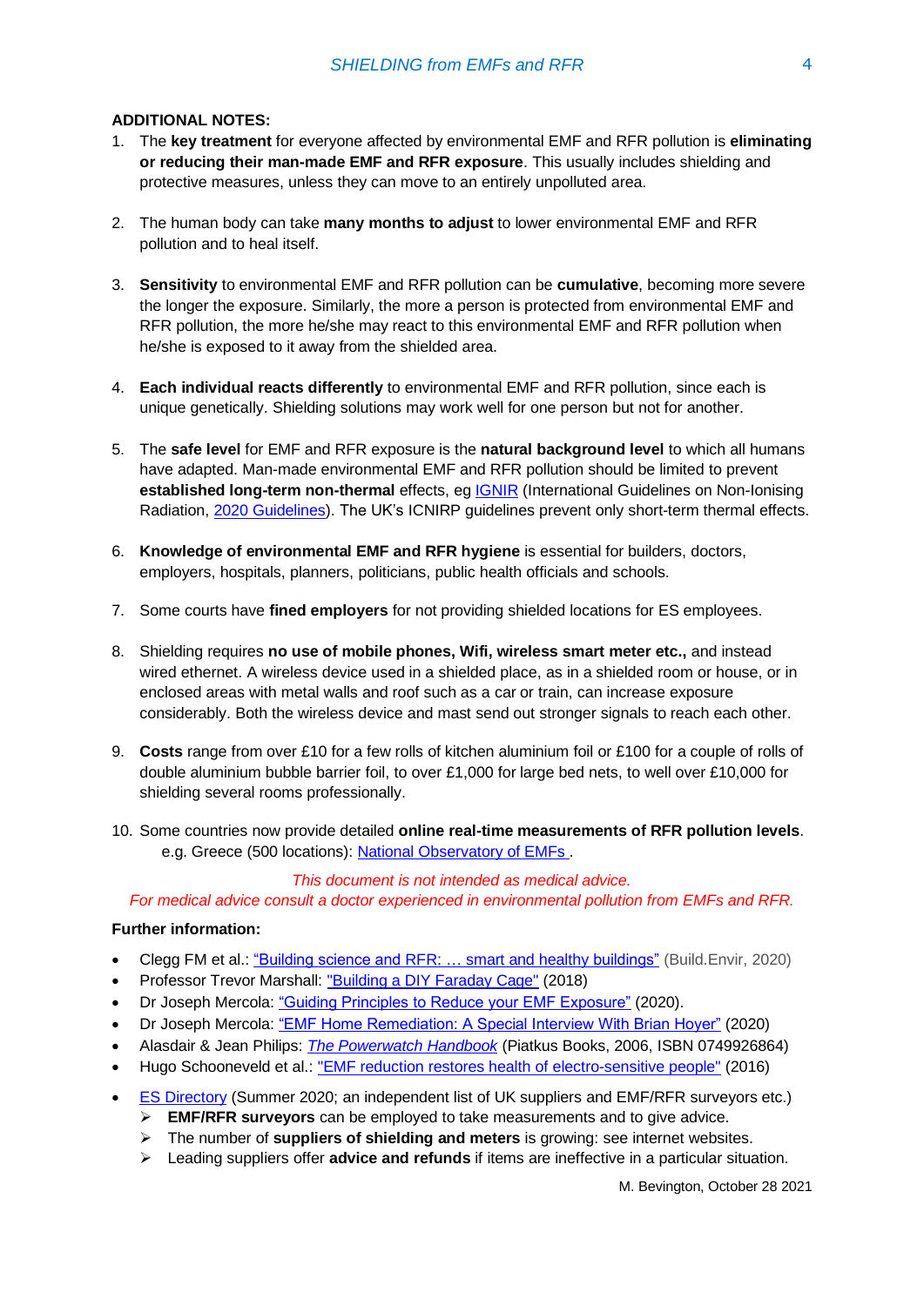**ADDITIONAL NOTES:**

1. The **key treatment** for everyone affected by environmental EMF and RFR pollution is **eliminating or reducing their man-made EMF and RFR exposure**. This usually includes shielding and protective measures, unless they can move to an entirely unpolluted area.

2. The human body can take **many months to adjust** to lower environmental EMF and RFR pollution and to heal itself.

3. **Sensitivity** to environmental EMF and RFR pollution can be **cumulative**, becoming more severe the longer the exposure. Similarly, the more a person is protected from environmental EMF and RFR pollution, the more he/she may react to this environmental EMF and RFR pollution when he/she is exposed to it away from the shielded area.

4. **Each individual reacts differently** to environmental EMF and RFR pollution, since each is unique genetically. Shielding solutions may work well for one person but not for another.

5. The **safe level** for EMF and RFR exposure is the **natural background level** to which all humans have adapted. Man-made environmental EMF and RFR pollution should be limited to prevent **established long-term non-thermal** effects, eg IGNIR (International Guidelines on Non-Ionising Radiation, 2020 Guidelines). The UK's ICNIRP guidelines prevent only short-term thermal effects.

6. **Knowledge of environmental EMF and RFR hygiene** is essential for builders, doctors, employers, hospitals, planners, politicians, public health officials and schools.

7. Some courts have **fined employers** for not providing shielded locations for ES employees.

8. Shielding requires **no use of mobile phones, Wifi, wireless smart meter etc.,** and instead wired ethernet. A wireless device used in a shielded place, as in a shielded room or house, or in enclosed areas with metal walls and roof such as a car or train, can increase exposure considerably. Both the wireless device and mast send out stronger signals to reach each other.

9. **Costs** range from over £10 for a few rolls of kitchen aluminium foil or £100 for a couple of rolls of double aluminium bubble barrier foil, to over £1,000 for large bed nets, to well over £10,000 for shielding several rooms professionally.

10. Some countries now provide detailed **online real-time measurements of RFR pollution levels**.
    e.g. Greece (500 locations): National Observatory of EMFs .

*This document is not intended as medical advice.*
*For medical advice consult a doctor experienced in environmental pollution from EMFs and RFR.*

**Further information:**

- Clegg FM et al.: "Building science and RFR: … smart and healthy buildings" (Build.Envir, 2020)
- Professor Trevor Marshall: "Building a DIY Faraday Cage" (2018)
- Dr Joseph Mercola: "Guiding Principles to Reduce your EMF Exposure" (2020).
- Dr Joseph Mercola: "EMF Home Remediation: A Special Interview With Brian Hoyer" (2020)
- Alasdair & Jean Philips: *The Powerwatch Handbook* (Piatkus Books, 2006, ISBN 0749926864)
- Hugo Schooneveld et al.: "EMF reduction restores health of electro-sensitive people" (2016)

- ES Directory (Summer 2020; an independent list of UK suppliers and EMF/RFR surveyors etc.)
  - **EMF/RFR surveyors** can be employed to take measurements and to give advice.
  - The number of **suppliers of shielding and meters** is growing: see internet websites.
  - Leading suppliers offer **advice and refunds** if items are ineffective in a particular situation.

M. Bevington, October 28 2021